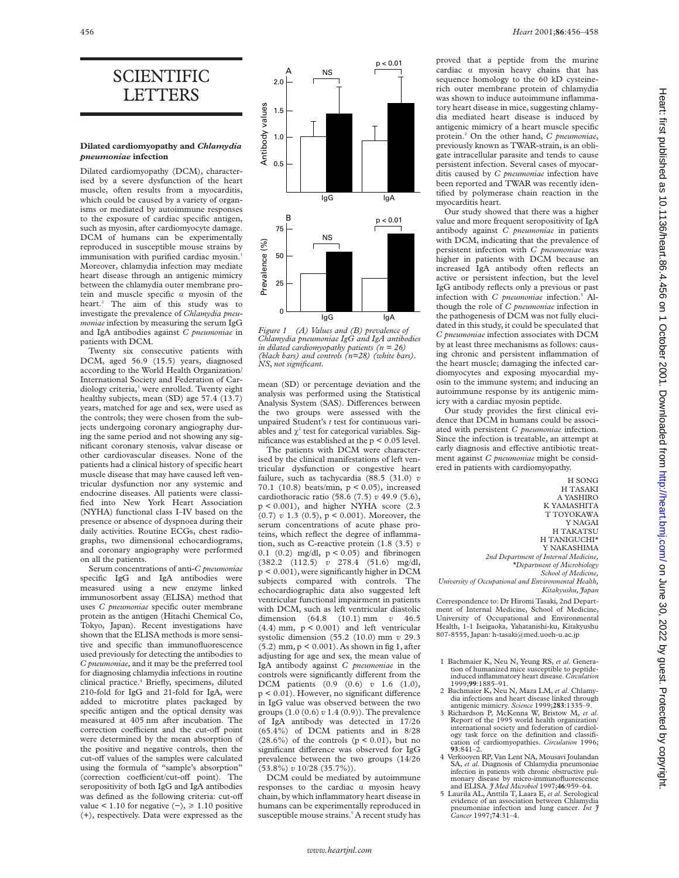# SCIENTIFIC LETTERS

## Dilated cardiomyopathy and *Chlamydia pneumoniae* infection

Dilated cardiomyopathy (DCM), characterised by a severe dysfunction of the heart muscle, often results from a myocarditis, which could be caused by a variety of organisms or mediated by autoimmune responses to the exposure of cardiac specific antigen, such as myosin, after cardiomyocyte damage. DCM of humans can be experimentally reproduced in susceptible mouse strains by immunisation with purified cardiac myosin.[1] Moreover, chlamydia infection may mediate heart disease through an antigenic mimicry between the chlamydia outer membrane protein and muscle specific α myosin of the heart.[2] The aim of this study was to investigate the prevalence of *Chlamydia pneumoniae* infection by measuring the serum IgG and IgA antibodies against *C pneumoniae* in patients with DCM.

Twenty six consecutive patients with DCM, aged 56.9 (15.5) years, diagnosed according to the World Health Organization/International Society and Federation of Cardiology criteria,[3] were enrolled. Twenty eight healthy subjects, mean (SD) age 57.4 (13.7) years, matched for age and sex, were used as the controls; they were chosen from the subjects undergoing coronary angiography during the same period and not showing any significant coronary stenosis, valvar disease or other cardiovascular diseases. None of the patients had a clinical history of specific heart muscle disease that may have caused left ventricular dysfunction nor any systemic and endocrine diseases. All patients were classified into New York Heart Association (NYHA) functional class I–IV based on the presence or absence of dyspnoea during their daily activities. Routine ECGs, chest radiographs, two dimensional echocardiograms, and coronary angiography were performed on all the patients.

Serum concentrations of anti-*C pneumoniae* specific IgG and IgA antibodies were measured using a new enzyme linked immunosorbent assay (ELISA) method that uses *C pneumoniae* specific outer membrane protein as the antigen (Hitachi Chemical Co, Tokyo, Japan). Recent investigations have shown that the ELISA methods is more sensitive and specific than immunofluorescence used previously for detecting the antibodies to *C pneumoniae*, and it may be the preferred tool for diagnosing chlamydia infections in routine clinical practice.[4] Briefly, specimens, diluted 210-fold for IgG and 21-fold for IgA, were added to microtitre plates packaged by specific antigen and the optical density was measured at 405 nm after incubation. The correction coefficient and the cut-off point were determined by the mean absorption of the positive and negative controls, then the cut-off values of the samples were calculated using the formula of "sample's absorption" (correction coefficient/cut-off point). The seropositivity of both IgG and IgA antibodies was defined as the following criteria: cut-off value < 1.10 for negative (−), ≥ 1.10 positive (+), respectively. Data were expressed as the mean (SD) or percentage deviation and the analysis was performed using the Statistical Analysis System (SAS). Differences between the two groups were assessed with the unpaired Student's *t* test for continuous variables and $\chi^2$ test for categorical variables. Significance was established at the $p < 0.05$ level.

*Figure 1 (A) Values and (B) prevalence of Chlamydia pneumoniae IgG and IgA antibodies in dilated cardiomyopathy patients (n = 26) (black bars) and controls (n=28) (white bars). NS, not significant.*

The patients with DCM were characterised by the clinical manifestations of left ventricular dysfunction or congestive heart failure, such as tachycardia (88.5 (31.0) *v* 70.1 (10.8) beats/min, $p < 0.05$), increased cardiothoracic ratio (58.6 (7.5) *v* 49.9 (5.6), $p < 0.001$), and higher NYHA score (2.3 (0.7) *v* 1.3 (0.5), $p < 0.001$). Moreover, the serum concentrations of acute phase proteins, which reflect the degree of inflammation, such as C-reactive protein (1.8 (3.5) *v* 0.1 (0.2) mg/dl, $p < 0.05$) and fibrinogen (382.2 (112.5) *v* 278.4 (51.6) mg/dl, $p < 0.001$), were significantly higher in DCM subjects compared with controls. The echocardiographic data also suggested left ventricular functional impairment in patients with DCM, such as left ventricular diastolic dimension (64.8 (10.1) mm *v* 46.5 (4.4) mm, $p < 0.001$) and left ventricular systolic dimension (55.2 (10.0) mm *v* 29.3 (5.2) mm, $p < 0.001$). As shown in fig 1, after adjusting for age and sex, the mean value of IgA antibody against *C pneumoniae* in the controls were significantly different from the DCM patients (0.9 (0.6) *v* 1.6 (1.0), $p < 0.01$). However, no significant difference in IgG value was observed between the two groups (1.0 (0.6) *v* 1.4 (0.9)). The prevalence of IgA antibody was detected in 17/26 (65.4%) of DCM patients and in 8/28 (28.6%) of the controls ($p < 0.01$), but no significant difference was observed for IgG prevalence between the two groups (14/26 (53.8%) *v* 10/28 (35.7%)).

DCM could be mediated by autoimmune responses to the cardiac α myosin heavy chain, by which inflammatory heart disease in humans can be experimentally reproduced in susceptible mouse strains.[5] A recent study has proved that a peptide from the murine cardiac α myosin heavy chains that has sequence homology to the 60 kD cysteine-rich outer membrane protein of chlamydia was shown to induce autoimmune inflammatory heart disease in mice, suggesting chlamydia mediated heart disease is induced by antigenic mimicry of a heart muscle specific protein.[2] On the other hand, *C pneumoniae*, previously known as TWAR-strain, is an obligate intracellular parasite and tends to cause persistent infection. Several cases of myocarditis caused by *C pneumoniae* infection have been reported and TWAR was recently identified by polymerase chain reaction in the myocarditis heart.

Our study showed that there was a higher value and more frequent seropositivity of IgA antibody against *C pneumoniae* in patients with DCM, indicating that the prevalence of persistent infection with *C pneumoniae* was higher in patients with DCM because an increased IgA antibody often reflects an active or persistent infection, but the level IgG antibody reflects only a previous or past infection with *C pneumoniae* infection.[5] Although the role of *C pneumoniae* infection in the pathogenesis of DCM was not fully elucidated in this study, it could be speculated that *C pneumoniae* infection associates with DCM by at least three mechanisms as follows: causing chronic and persistent inflammation of the heart muscle; damaging the infected cardiomyocytes and exposing myocardial myosin to the immune system; and inducing an autoimmune response by its antigenic mimicry with a cardiac myosin peptide.

Our study provides the first clinical evidence that DCM in humans could be associated with persistent *C pneumoniae* infection. Since the infection is treatable, an attempt at early diagnosis and effective antibiotic treatment against *C pneumoniae* might be considered in patients with cardiomyopathy.

H SONG
H TASAKI
A YASHIRO
K YAMASHITA
T TOYOKAWA
Y NAGAI
H TAKATSU
H TANIGUCHI*
Y NAKASHIMA

*2nd Department of Internal Medicine, \*Department of Microbiology School of Medicine, University of Occupational and Environmental Health, Kitakyushu, Japan*

Correspondence to: Dr Hiromi Tasaki, 2nd Department of Internal Medicine, School of Medicine, University of Occupational and Environmental Health, 1-1 Iseigaoka, Yahatanishi-ku, Kitakyushu 807-8555, Japan: h-tasaki@med.uoeh-u.ac.jp

1. Bachmaier K, Neu N, Yeung RS, *et al*. Generation of humanized mice susceptible to peptide-induced inflammatory heart disease. *Circulation* 1999;**99**:1885–91.
2. Bachmaier K, Neu N, Maza LM, *et al*. Chlamydia infections and heart disease linked through antigenic mimicry. *Science* 1999;**283**:1335–9.
3. Richardson P, McKenna W, Bristow M, *et al*. Report of the 1995 world health organization/international society and federation of cardiology task force on the definition and classification of cardiomyopathies. *Circulation* 1996;**93**:841–2.
4. Verkooyen RP, Van Lent NA, Mousavi Joulandan SA, *et al*. Diagnosis of Chlamydia pneumoniae infection in patients with chronic obstructive pulmonary disease by micro-immunofluorescence and ELISA. *J Med Microbiol* 1997;**46**:959–64.
5. Laurila AL, Anttila T, Laara E, *et al*. Serological evidence of an association between Chlamydia pneumoniae infection and lung cancer. *Int J Cancer* 1997;**74**:31–4.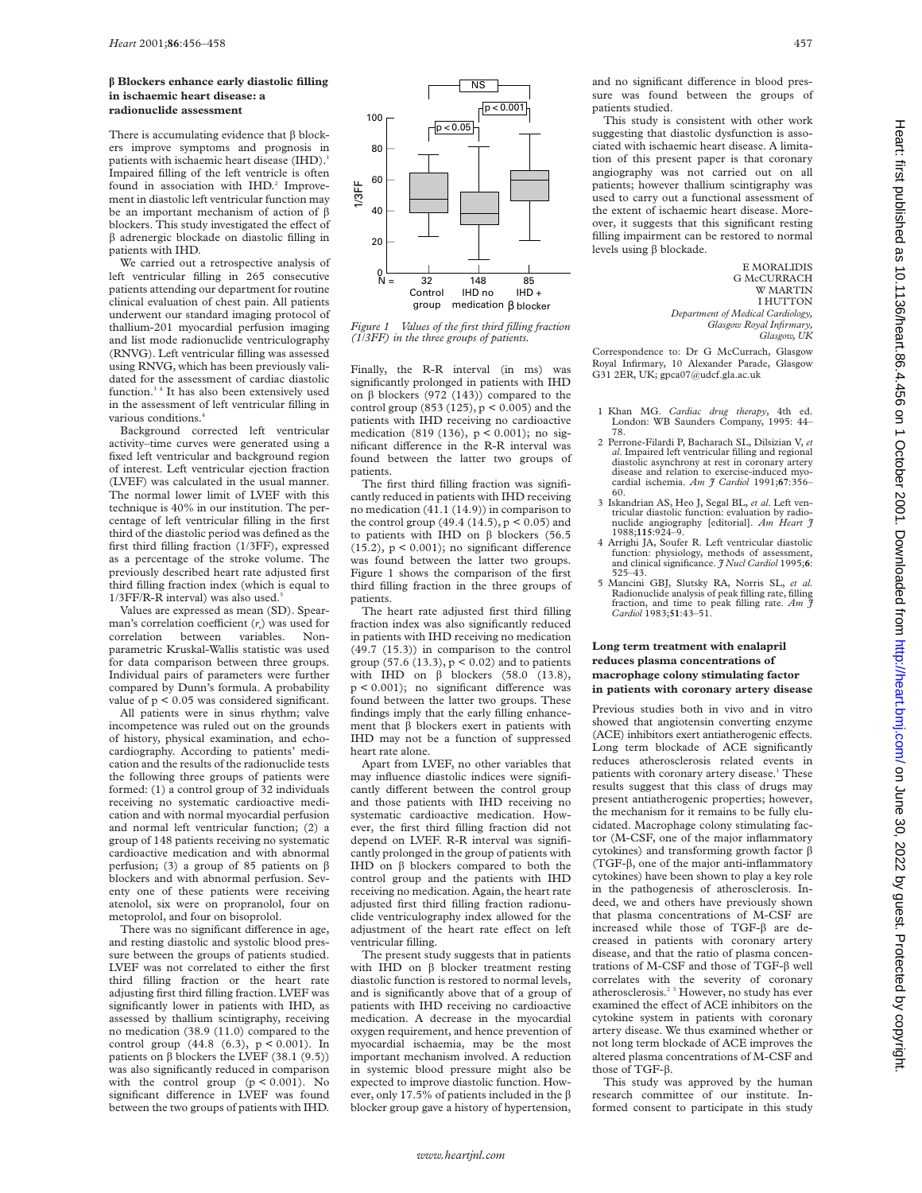## β Blockers enhance early diastolic filling in ischaemic heart disease: a radionuclide assessment

There is accumulating evidence that β blockers improve symptoms and prognosis in patients with ischaemic heart disease (IHD).[1] Impaired filling of the left ventricle is often found in association with IHD.[2] Improvement in diastolic left ventricular function may be an important mechanism of action of β blockers. This study investigated the effect of β adrenergic blockade on diastolic filling in patients with IHD.

We carried out a retrospective analysis of left ventricular filling in 265 consecutive patients attending our department for routine clinical evaluation of chest pain. All patients underwent our standard imaging protocol of thallium-201 myocardial perfusion imaging and list mode radionuclide ventriculography (RNVG). Left ventricular filling was assessed using RNVG, which has been previously validated for the assessment of cardiac diastolic function.[3,4] It has also been extensively used in the assessment of left ventricular filling in various conditions.[4]

Background corrected left ventricular activity–time curves were generated using a fixed left ventricular and background region of interest. Left ventricular ejection fraction (LVEF) was calculated in the usual manner. The normal lower limit of LVEF with this technique is 40% in our institution. The percentage of left ventricular filling in the first third of the diastolic period was defined as the first third filling fraction (1/3FF), expressed as a percentage of the stroke volume. The previously described heart rate adjusted first third filling fraction index (which is equal to 1/3FF/R-R interval) was also used.[5]

Values are expressed as mean (SD). Spearman's correlation coefficient ($r_s$) was used for correlation between variables. Non-parametric Kruskal-Wallis statistic was used for data comparison between three groups. Individual pairs of parameters were further compared by Dunn's formula. A probability value of $p < 0.05$ was considered significant.

All patients were in sinus rhythm; valve incompetence was ruled out on the grounds of history, physical examination, and echocardiography. According to patients' medication and the results of the radionuclide tests the following three groups of patients were formed: (1) a control group of 32 individuals receiving no systematic cardioactive medication and with normal myocardial perfusion and normal left ventricular function; (2) a group of 148 patients receiving no systematic cardioactive medication and with abnormal perfusion; (3) a group of 85 patients on β blockers and with abnormal perfusion. Seventy one of these patients were receiving atenolol, six were on propranolol, four on metoprolol, and four on bisoprolol.

There was no significant difference in age, and resting diastolic and systolic blood pressure between the groups of patients studied. LVEF was not correlated to either the first third filling fraction or the heart rate adjusting first third filling fraction. LVEF was significantly lower in patients with IHD, as assessed by thallium scintigraphy, receiving no medication (38.9 (11.0) compared to the control group (44.8 (6.3), $p < 0.001$). In patients on β blockers the LVEF (38.1 (9.5)) was also significantly reduced in comparison with the control group ($p < 0.001$). No significant difference in LVEF was found between the two groups of patients with IHD.

*Figure 1 Values of the first third filling fraction (1/3FF) in the three groups of patients.*

Finally, the R-R interval (in ms) was significantly prolonged in patients with IHD on β blockers (972 (143)) compared to the control group (853 (125), $p < 0.005$) and the patients with IHD receiving no cardioactive medication (819 (136), $p < 0.001$); no significant difference in the R-R interval was found between the latter two groups of patients.

The first third filling fraction was significantly reduced in patients with IHD receiving no medication (41.1 (14.9)) in comparison to the control group (49.4 (14.5), $p < 0.05$) and to patients with IHD on β blockers (56.5 (15.2), $p < 0.001$); no significant difference was found between the latter two groups. Figure 1 shows the comparison of the first third filling fraction in the three groups of patients.

The heart rate adjusted first third filling fraction index was also significantly reduced in patients with IHD receiving no medication (49.7 (15.3)) in comparison to the control group (57.6 (13.3), $p < 0.02$) and to patients with IHD on β blockers (58.0 (13.8), $p < 0.001$); no significant difference was found between the latter two groups. These findings imply that the early filling enhancement that β blockers exert in patients with IHD may not be a function of suppressed heart rate alone.

Apart from LVEF, no other variables that may influence diastolic indices were significantly different between the control group and those patients with IHD receiving no systematic cardioactive medication. However, the first third filling fraction did not depend on LVEF. R-R interval was significantly prolonged in the group of patients with IHD on β blockers compared to both the control group and the patients with IHD receiving no medication. Again, the heart rate adjusted first third filling fraction radionuclide ventriculography index allowed for the adjustment of the heart rate effect on left ventricular filling.

The present study suggests that in patients with IHD on β blocker treatment resting diastolic function is restored to normal levels, and is significantly above that of a group of patients with IHD receiving no cardioactive medication. A decrease in the myocardial oxygen requirement, and hence prevention of myocardial ischaemia, may be the most important mechanism involved. A reduction in systemic blood pressure might also be expected to improve diastolic function. However, only 17.5% of patients included in the β blocker group gave a history of hypertension, and no significant difference in blood pressure was found between the groups of patients studied.

This study is consistent with other work suggesting that diastolic dysfunction is associated with ischaemic heart disease. A limitation of this present paper is that coronary angiography was not carried out on all patients; however thallium scintigraphy was used to carry out a functional assessment of the extent of ischaemic heart disease. Moreover, it suggests that this significant resting filling impairment can be restored to normal levels using β blockade.

E MORALIDIS
G McCURRACH
W MARTIN
I HUTTON
*Department of Medical Cardiology, Glasgow Royal Infirmary, Glasgow, UK*

Correspondence to: Dr G McCurrach, Glasgow Royal Infirmary, 10 Alexander Parade, Glasgow G31 2ER, UK; gpca07@udcf.gla.ac.uk

1 Khan MG. *Cardiac drug therapy*, 4th ed. London: WB Saunders Company, 1995: 44–78.
2 Perrone-Filardi P, Bacharach SL, Dilsizian V, *et al*. Impaired left ventricular filling and regional diastolic asynchrony at rest in coronary artery disease and relation to exercise-induced myocardial ischemia. *Am J Cardiol* 1991;**67**:356–60.
3 Iskandrian AS, Heo J, Segal BL, *et al*. Left ventricular diastolic function: evaluation by radionuclide angiography [editorial]. *Am Heart J* 1988;**115**:924–9.
4 Arrighi JA, Soufer R. Left ventricular diastolic function: physiology, methods of assessment, and clinical significance. *J Nucl Cardiol* 1995;**6**:525–43.
5 Mancini GBJ, Slutsky RA, Norris SL, *et al*. Radionuclide analysis of peak filling rate, filling fraction, and time to peak filling rate. *Am J Cardiol* 1983;**51**:43–51.

## Long term treatment with enalapril reduces plasma concentrations of macrophage colony stimulating factor in patients with coronary artery disease

Previous studies both in vivo and in vitro showed that angiotensin converting enzyme (ACE) inhibitors exert antiatherogenic effects. Long term blockade of ACE significantly reduces atherosclerosis related events in patients with coronary artery disease.[1] These results suggest that this class of drugs may present antiatherogenic properties; however, the mechanism for it remains to be fully elucidated. Macrophage colony stimulating factor (M-CSF, one of the major inflammatory cytokines) and transforming growth factor β (TGF-β, one of the major anti-inflammatory cytokines) have been shown to play a key role in the pathogenesis of atherosclerosis. Indeed, we and others have previously shown that plasma concentrations of M-CSF are increased while those of TGF-β are decreased in patients with coronary artery disease, and that the ratio of plasma concentrations of M-CSF and those of TGF-β well correlates with the severity of coronary atherosclerosis.[2,3] However, no study has ever examined the effect of ACE inhibitors on the cytokine system in patients with coronary artery disease. We thus examined whether or not long term blockade of ACE improves the altered plasma concentrations of M-CSF and those of TGF-β.

This study was approved by the human research committee of our institute. Informed consent to participate in this study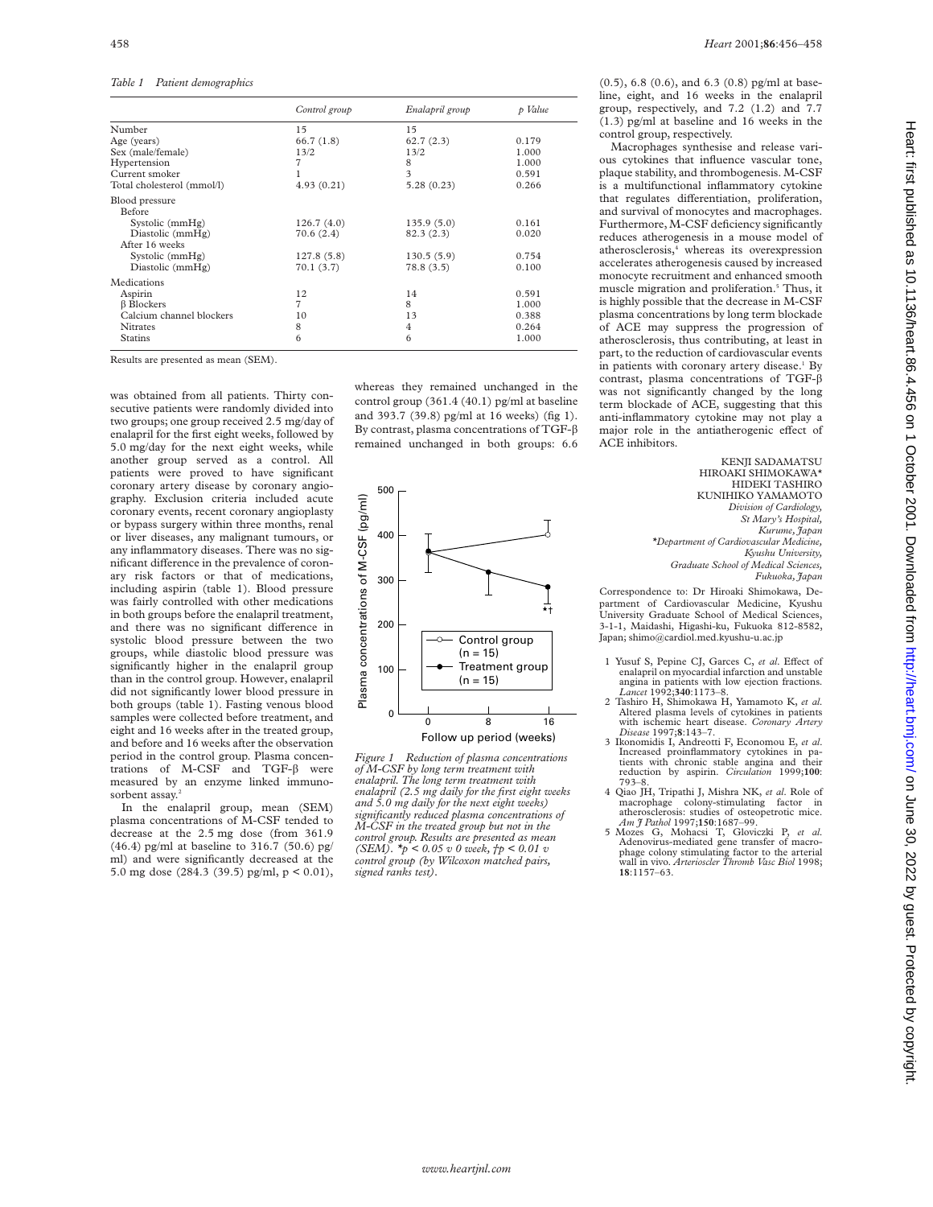*Table 1 Patient demographics*

| | Control group | Enalapril group | p Value |
|---|---|---|---|
| Number | 15 | 15 | |
| Age (years) | 66.7 (1.8) | 62.7 (2.3) | 0.179 |
| Sex (male/female) | 13/2 | 13/2 | 1.000 |
| Hypertension | 7 | 8 | 1.000 |
| Current smoker | 1 | 3 | 0.591 |
| Total cholesterol (mmol/l) | 4.93 (0.21) | 5.28 (0.23) | 0.266 |
| Blood pressure | | | |
| Before | | | |
| Systolic (mmHg) | 126.7 (4.0) | 135.9 (5.0) | 0.161 |
| Diastolic (mmHg) | 70.6 (2.4) | 82.3 (2.3) | 0.020 |
| After 16 weeks | | | |
| Systolic (mmHg) | 127.8 (5.8) | 130.5 (5.9) | 0.754 |
| Diastolic (mmHg) | 70.1 (3.7) | 78.8 (3.5) | 0.100 |
| Medications | | | |
| Aspirin | 12 | 14 | 0.591 |
| β Blockers | 7 | 8 | 1.000 |
| Calcium channel blockers | 10 | 13 | 0.388 |
| Nitrates | 8 | 4 | 0.264 |
| Statins | 6 | 6 | 1.000 |

Results are presented as mean (SEM).

was obtained from all patients. Thirty consecutive patients were randomly divided into two groups; one group received 2.5 mg/day of enalapril for the first eight weeks, followed by 5.0 mg/day for the next eight weeks, while another group served as a control. All patients were proved to have significant coronary artery disease by coronary angiography. Exclusion criteria included acute coronary events, recent coronary angioplasty or bypass surgery within three months, renal or liver diseases, any malignant tumours, or any inflammatory diseases. There was no significant difference in the prevalence of coronary risk factors or that of medications, including aspirin (table 1). Blood pressure was fairly controlled with other medications in both groups before the enalapril treatment, and there was no significant difference in systolic blood pressure between the two groups, while diastolic blood pressure was significantly higher in the enalapril group than in the control group. However, enalapril did not significantly lower blood pressure in both groups (table 1). Fasting venous blood samples were collected before treatment, and eight and 16 weeks after in the treated group, and before and 16 weeks after the observation period in the control group. Plasma concentrations of M-CSF and TGF-β were measured by an enzyme linked immunosorbent assay.[2]

In the enalapril group, mean (SEM) plasma concentrations of M-CSF tended to decrease at the 2.5 mg dose (from 361.9 (46.4) pg/ml at baseline to 316.7 (50.6) pg/ml) and were significantly decreased at the 5.0 mg dose (284.3 (39.5) pg/ml, $p < 0.01$), whereas they remained unchanged in the control group (361.4 (40.1) pg/ml at baseline and 393.7 (39.8) pg/ml at 16 weeks) (fig 1). By contrast, plasma concentrations of TGF-β remained unchanged in both groups: 6.6 (0.5), 6.8 (0.6), and 6.3 (0.8) pg/ml at baseline, eight, and 16 weeks in the enalapril group, respectively, and 7.2 (1.2) and 7.7 (1.3) pg/ml at baseline and 16 weeks in the control group, respectively.

Plasma concentrations of M-CSF (pg/ml)
500
400
300
200
100
0
0 8 16
Follow up period (weeks)
Control group (n = 15)
Treatment group (n = 15)
*†

*Figure 1 Reduction of plasma concentrations of M-CSF by long term treatment with enalapril. The long term treatment with enalapril (2.5 mg daily for the first eight weeks and 5.0 mg daily for the next eight weeks) significantly reduced plasma concentrations of M-CSF in the treated group but not in the control group. Results are presented as mean (SEM). *p < 0.05 v 0 week, †p < 0.01 v control group (by Wilcoxon matched pairs, signed ranks test).*

Macrophages synthesise and release various cytokines that influence vascular tone, plaque stability, and thrombogenesis. M-CSF is a multifunctional inflammatory cytokine that regulates differentiation, proliferation, and survival of monocytes and macrophages. Furthermore, M-CSF deficiency significantly reduces atherogenesis in a mouse model of atherosclerosis,[4] whereas its overexpression accelerates atherogenesis caused by increased monocyte recruitment and enhanced smooth muscle migration and proliferation.[5] Thus, it is highly possible that the decrease in M-CSF plasma concentrations by long term blockade of ACE may suppress the progression of atherosclerosis, thus contributing, at least in part, to the reduction of cardiovascular events in patients with coronary artery disease.[1] By contrast, plasma concentrations of TGF-β was not significantly changed by the long term blockade of ACE, suggesting that this anti-inflammatory cytokine may not play a major role in the antiatherogenic effect of ACE inhibitors.

KENJI SADAMATSU
HIROAKI SHIMOKAWA*
HIDEKI TASHIRO
KUNIHIKO YAMAMOTO
*Division of Cardiology, St Mary's Hospital, Kurume, Japan*
*\*Department of Cardiovascular Medicine, Kyushu University, Graduate School of Medical Sciences, Fukuoka, Japan*

Correspondence to: Dr Hiroaki Shimokawa, Department of Cardiovascular Medicine, Kyushu University Graduate School of Medical Sciences, 3-1-1, Maidashi, Higashi-ku, Fukuoka 812-8582, Japan; shimo@cardiol.med.kyushu-u.ac.jp

1. Yusuf S, Pepine CJ, Garces C, *et al*. Effect of enalapril on myocardial infarction and unstable angina in patients with low ejection fractions. *Lancet* 1992;**340**:1173–8.
2. Tashiro H, Shimokawa H, Yamamoto K, *et al*. Altered plasma levels of cytokines in patients with ischemic heart disease. *Coronary Artery Disease* 1997;**8**:143–7.
3. Ikonomidis I, Andreotti F, Economou E, *et al*. Increased proinflammatory cytokines in patients with chronic stable angina and their reduction by aspirin. *Circulation* 1999;**100**:793–8.
4. Qiao JH, Tripathi J, Mishra NK, *et al*. Role of macrophage colony-stimulating factor in atherosclerosis: studies of osteopetrotic mice. *Am J Pathol* 1997;**150**:1687–99.
5. Mozes G, Mohacsi T, Gloviczki P, *et al*. Adenovirus-mediated gene transfer of macrophage colony stimulating factor to the arterial wall in vivo. *Arterioscler Thromb Vasc Biol* 1998;**18**:1157–63.